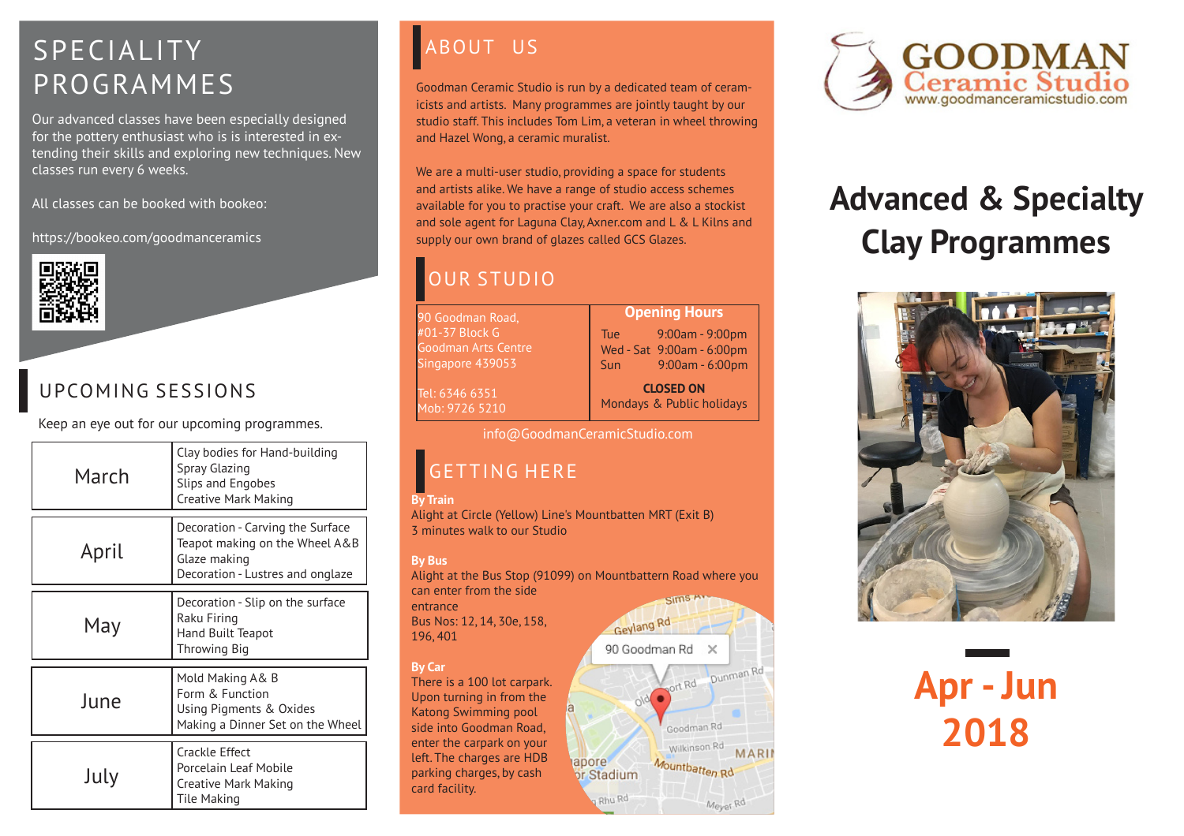# SPECIALITY PROGRAMMES

Our advanced classes have been especially designed for the pottery enthusiast who is is interested in extending their skills and exploring new techniques. New classes run every 6 weeks.

All classes can be booked with bookeo:

https://bookeo.com/goodmanceramics

## UPCOMING SESSIONS

Keep an eye out for our upcoming programmes.

| Month | Programmes |
|---|---|
| March | Clay bodies for Hand-building<br>Spray Glazing<br>Slips and Engobes<br>Creative Mark Making |
| April | Decoration - Carving the Surface<br>Teapot making on the Wheel A&B<br>Glaze making<br>Decoration - Lustres and onglaze |
| May | Decoration - Slip on the surface<br>Raku Firing<br>Hand Built Teapot<br>Throwing Big |
| June | Mold Making A& B<br>Form & Function<br>Using Pigments & Oxides<br>Making a Dinner Set on the Wheel |
| July | Crackle Effect<br>Porcelain Leaf Mobile<br>Creative Mark Making<br>Tile Making |

## ABOUT US

Goodman Ceramic Studio is run by a dedicated team of ceramicists and artists. Many programmes are jointly taught by our studio staff. This includes Tom Lim, a veteran in wheel throwing and Hazel Wong, a ceramic muralist.

We are a multi-user studio, providing a space for students and artists alike. We have a range of studio access schemes available for you to practise your craft. We are also a stockist and sole agent for Laguna Clay, Axner.com and L & L Kilns and supply our own brand of glazes called GCS Glazes.

## OUR STUDIO

90 Goodman Road,
#01-37 Block G
Goodman Arts Centre
Singapore 439053

Tel: 6346 6351
Mob: 9726 5210

**Opening Hours**

| | |
|---|---|
| Tue | 9:00am - 9:00pm |
| Wed - Sat | 9:00am - 6:00pm |
| Sun | 9:00am - 6:00pm |

**CLOSED ON**
Mondays & Public holidays

info@GoodmanCeramicStudio.com

## GETTING HERE

**By Train**
Alight at Circle (Yellow) Line's Mountbatten MRT (Exit B)
3 minutes walk to our Studio

**By Bus**
Alight at the Bus Stop (91099) on Mountbattern Road where you can enter from the side entrance
Bus Nos: 12, 14, 30e, 158, 196, 401

**By Car**
There is a 100 lot carpark. Upon turning in from the Katong Swimming pool side into Goodman Road, enter the carpark on your left. The charges are HDB parking charges, by cash card facility.

GOODMAN
Ceramic Studio
www.goodmanceramicstudio.com

# Advanced & Specialty Clay Programmes

# Apr - Jun 2018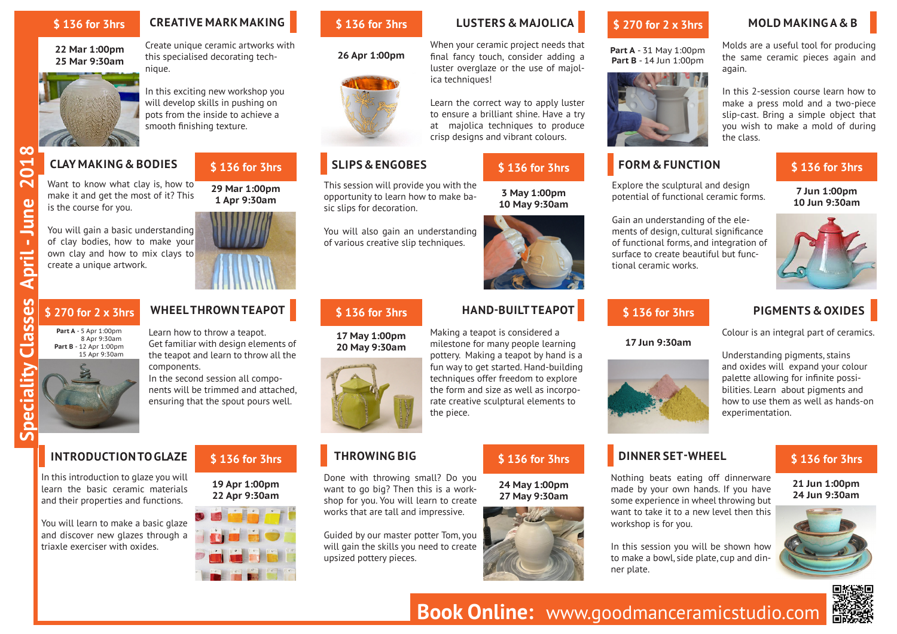# Speciality Classes April - June 2018

## CREATIVE MARK MAKING

$ 136 for 3hrs

22 Mar 1:00pm
25 Mar 9:30am

Create unique ceramic artworks with this specialised decorating technique.

In this exciting new workshop you will develop skills in pushing on pots from the inside to achieve a smooth finishing texture.

## LUSTERS & MAJOLICA

$ 136 for 3hrs

26 Apr 1:00pm

When your ceramic project needs that final fancy touch, consider adding a luster overglaze or the use of majolica techniques!

Learn the correct way to apply luster to ensure a brilliant shine. Have a try at majolica techniques to produce crisp designs and vibrant colours.

## MOLD MAKING A & B

$ 270 for 2 x 3hrs

**Part A** - 31 May 1:00pm
**Part B** - 14 Jun 1:00pm

Molds are a useful tool for producing the same ceramic pieces again and again.

In this 2-session course learn how to make a press mold and a two-piece slip-cast. Bring a simple object that you wish to make a mold of during the class.

## CLAY MAKING & BODIES

$ 136 for 3hrs

29 Mar 1:00pm
1 Apr 9:30am

Want to know what clay is, how to make it and get the most of it? This is the course for you.

You will gain a basic understanding of clay bodies, how to make your own clay and how to mix clays to create a unique artwork.

## SLIPS & ENGOBES

$ 136 for 3hrs

3 May 1:00pm
10 May 9:30am

This session will provide you with the opportunity to learn how to make basic slips for decoration.

You will also gain an understanding of various creative slip techniques.

## FORM & FUNCTION

$ 136 for 3hrs

7 Jun 1:00pm
10 Jun 9:30am

Explore the sculptural and design potential of functional ceramic forms.

Gain an understanding of the elements of design, cultural significance of functional forms, and integration of surface to create beautiful but functional ceramic works.

## WHEEL THROWN TEAPOT

$ 270 for 2 x 3hrs

**Part A** - 5 Apr 1:00pm
8 Apr 9:30am
**Part B** - 12 Apr 1:00pm
15 Apr 9:30am

Learn how to throw a teapot.
Get familiar with design elements of the teapot and learn to throw all the components.
In the second session all components will be trimmed and attached, ensuring that the spout pours well.

## HAND-BUILT TEAPOT

$ 136 for 3hrs

17 May 1:00pm
20 May 9:30am

Making a teapot is considered a milestone for many people learning pottery. Making a teapot by hand is a fun way to get started. Hand-building techniques offer freedom to explore the form and size as well as incorporate creative sculptural elements to the piece.

## PIGMENTS & OXIDES

$ 136 for 3hrs

17 Jun 9:30am

Colour is an integral part of ceramics.

Understanding pigments, stains and oxides will expand your colour palette allowing for infinite possibilities. Learn about pigments and how to use them as well as hands-on experimentation.

## INTRODUCTION TO GLAZE

$ 136 for 3hrs

19 Apr 1:00pm
22 Apr 9:30am

In this introduction to glaze you will learn the basic ceramic materials and their properties and functions.

You will learn to make a basic glaze and discover new glazes through a triaxle exerciser with oxides.

## THROWING BIG

$ 136 for 3hrs

24 May 1:00pm
27 May 9:30am

Done with throwing small? Do you want to go big? Then this is a workshop for you. You will learn to create works that are tall and impressive.

Guided by our master potter Tom, you will gain the skills you need to create upsized pottery pieces.

## DINNER SET-WHEEL

$ 136 for 3hrs

21 Jun 1:00pm
24 Jun 9:30am

Nothing beats eating off dinnerware made by your own hands. If you have some experience in wheel throwing but want to take it to a new level then this workshop is for you.

In this session you will be shown how to make a bowl, side plate, cup and dinner plate.

**Book Online:** www.goodmanceramicstudio.com